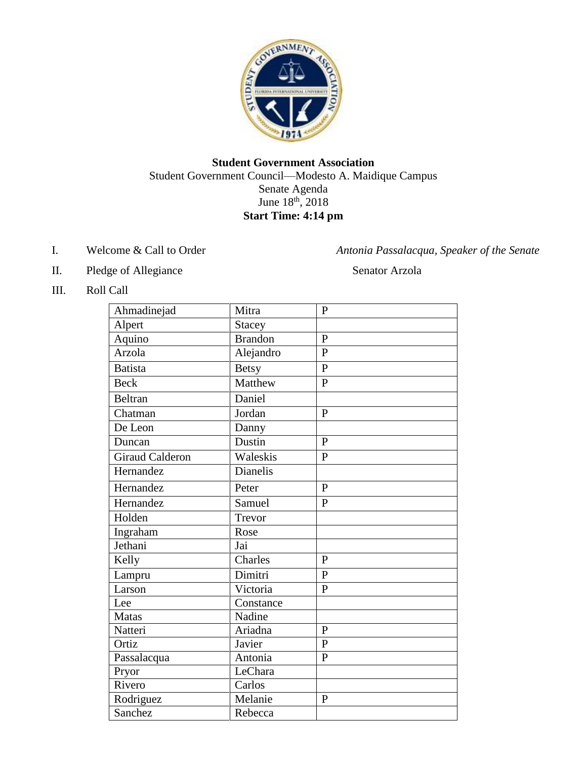**Student Government Association**

Student Government Council—Modesto A. Maidique Campus

Senate Agenda

June 18th, 2018

**Start Time: 4:14 pm**

I. Welcome & Call to Order — *Antonia Passalacqua, Speaker of the Senate*

II. Pledge of Allegiance — Senator Arzola

III. Roll Call

| | | |
|---|---|---|
| Ahmadinejad | Mitra | P |
| Alpert | Stacey | |
| Aquino | Brandon | P |
| Arzola | Alejandro | P |
| Batista | Betsy | P |
| Beck | Matthew | P |
| Beltran | Daniel | |
| Chatman | Jordan | P |
| De Leon | Danny | |
| Duncan | Dustin | P |
| Giraud Calderon | Waleskis | P |
| Hernandez | Dianelis | |
| Hernandez | Peter | P |
| Hernandez | Samuel | P |
| Holden | Trevor | |
| Ingraham | Rose | |
| Jethani | Jai | |
| Kelly | Charles | P |
| Lampru | Dimitri | P |
| Larson | Victoria | P |
| Lee | Constance | |
| Matas | Nadine | |
| Natteri | Ariadna | P |
| Ortiz | Javier | P |
| Passalacqua | Antonia | P |
| Pryor | LeChara | |
| Rivero | Carlos | |
| Rodriguez | Melanie | P |
| Sanchez | Rebecca | |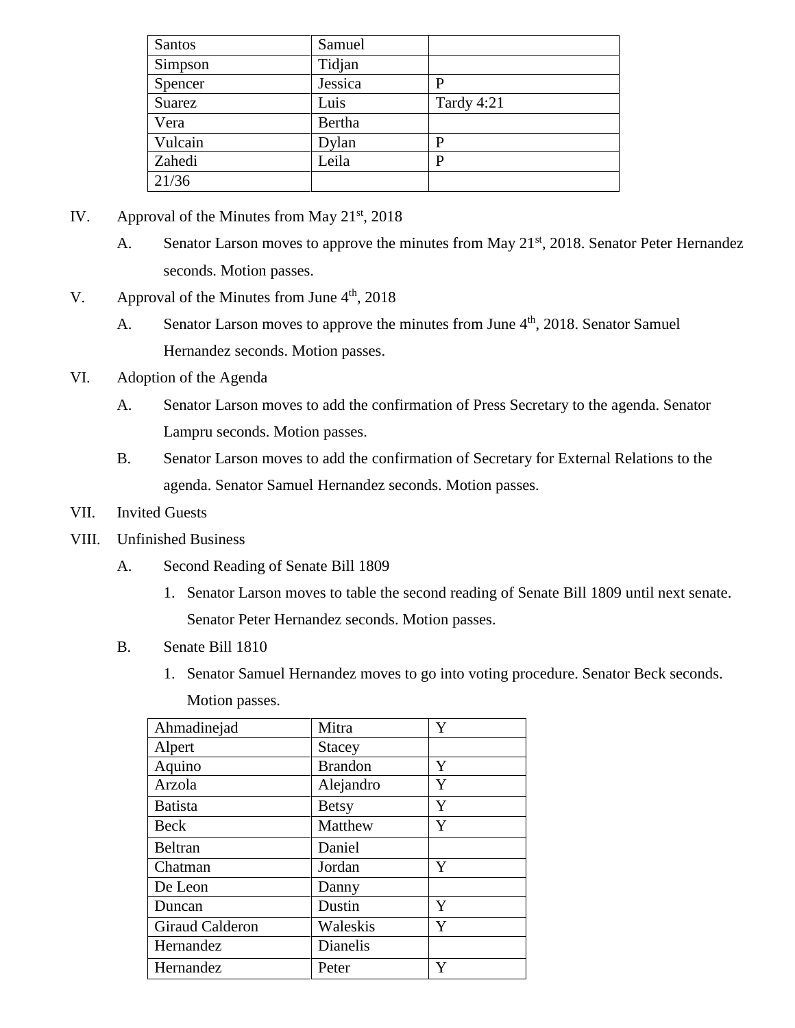| Santos | Samuel | |
|---|---|---|
| Simpson | Tidjan | |
| Spencer | Jessica | P |
| Suarez | Luis | Tardy 4:21 |
| Vera | Bertha | |
| Vulcain | Dylan | P |
| Zahedi | Leila | P |
| 21/36 | | |

IV. Approval of the Minutes from May 21st, 2018

A. Senator Larson moves to approve the minutes from May 21st, 2018. Senator Peter Hernandez seconds. Motion passes.

V. Approval of the Minutes from June 4th, 2018

A. Senator Larson moves to approve the minutes from June 4th, 2018. Senator Samuel Hernandez seconds. Motion passes.

VI. Adoption of the Agenda

A. Senator Larson moves to add the confirmation of Press Secretary to the agenda. Senator Lampru seconds. Motion passes.

B. Senator Larson moves to add the confirmation of Secretary for External Relations to the agenda. Senator Samuel Hernandez seconds. Motion passes.

VII. Invited Guests

VIII. Unfinished Business

A. Second Reading of Senate Bill 1809

1. Senator Larson moves to table the second reading of Senate Bill 1809 until next senate. Senator Peter Hernandez seconds. Motion passes.

B. Senate Bill 1810

1. Senator Samuel Hernandez moves to go into voting procedure. Senator Beck seconds. Motion passes.

| Ahmadinejad | Mitra | Y |
|---|---|---|
| Alpert | Stacey | |
| Aquino | Brandon | Y |
| Arzola | Alejandro | Y |
| Batista | Betsy | Y |
| Beck | Matthew | Y |
| Beltran | Daniel | |
| Chatman | Jordan | Y |
| De Leon | Danny | |
| Duncan | Dustin | Y |
| Giraud Calderon | Waleskis | Y |
| Hernandez | Dianelis | |
| Hernandez | Peter | Y |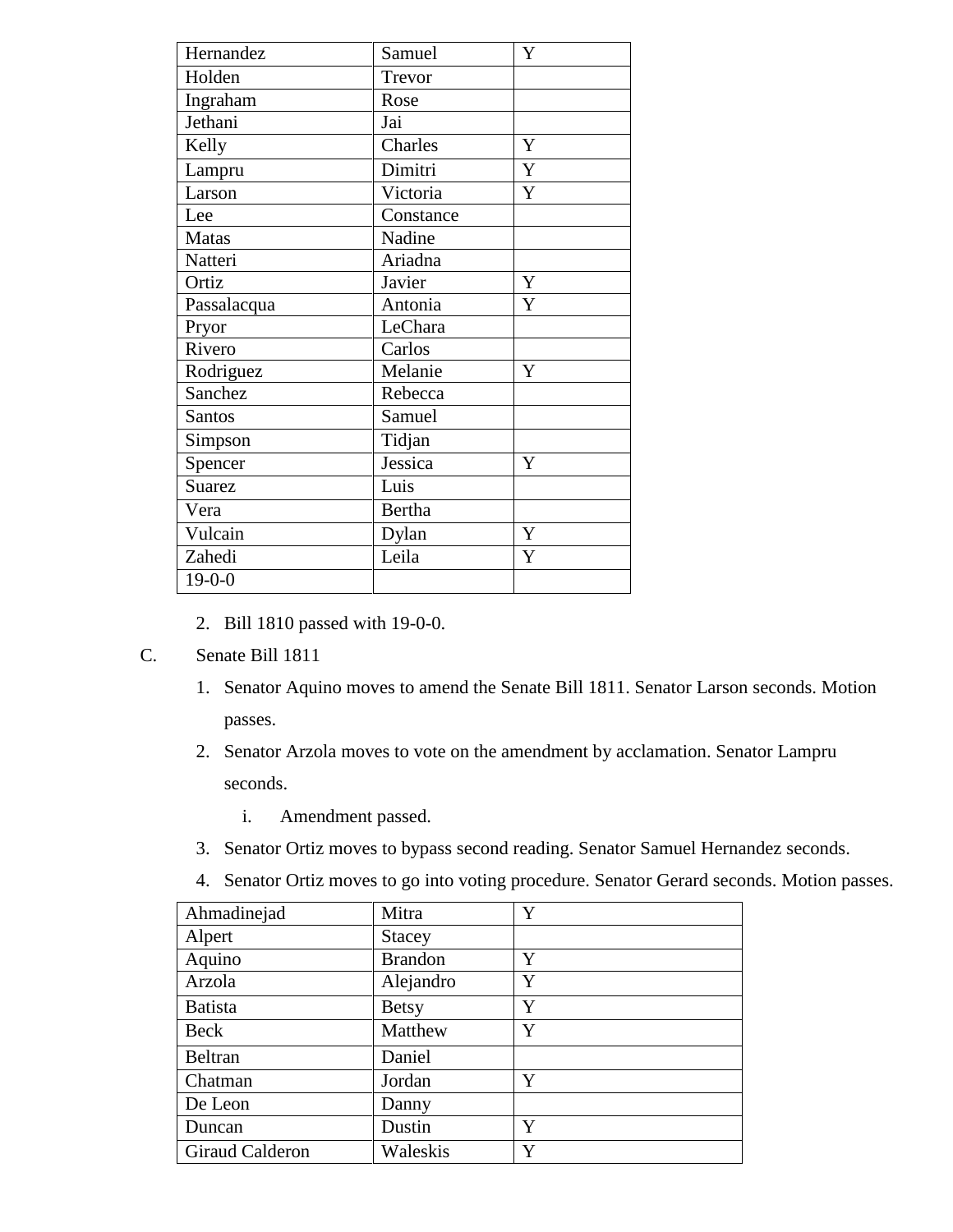| Hernandez | Samuel | Y |
|---|---|---|
| Holden | Trevor | |
| Ingraham | Rose | |
| Jethani | Jai | |
| Kelly | Charles | Y |
| Lampru | Dimitri | Y |
| Larson | Victoria | Y |
| Lee | Constance | |
| Matas | Nadine | |
| Natteri | Ariadna | |
| Ortiz | Javier | Y |
| Passalacqua | Antonia | Y |
| Pryor | LeChara | |
| Rivero | Carlos | |
| Rodriguez | Melanie | Y |
| Sanchez | Rebecca | |
| Santos | Samuel | |
| Simpson | Tidjan | |
| Spencer | Jessica | Y |
| Suarez | Luis | |
| Vera | Bertha | |
| Vulcain | Dylan | Y |
| Zahedi | Leila | Y |
| 19-0-0 | | |

2. Bill 1810 passed with 19-0-0.

C. Senate Bill 1811

1. Senator Aquino moves to amend the Senate Bill 1811. Senator Larson seconds. Motion passes.
2. Senator Arzola moves to vote on the amendment by acclamation. Senator Lampru seconds.
    i. Amendment passed.
3. Senator Ortiz moves to bypass second reading. Senator Samuel Hernandez seconds.
4. Senator Ortiz moves to go into voting procedure. Senator Gerard seconds. Motion passes.

| Ahmadinejad | Mitra | Y |
|---|---|---|
| Alpert | Stacey | |
| Aquino | Brandon | Y |
| Arzola | Alejandro | Y |
| Batista | Betsy | Y |
| Beck | Matthew | Y |
| Beltran | Daniel | |
| Chatman | Jordan | Y |
| De Leon | Danny | |
| Duncan | Dustin | Y |
| Giraud Calderon | Waleskis | Y |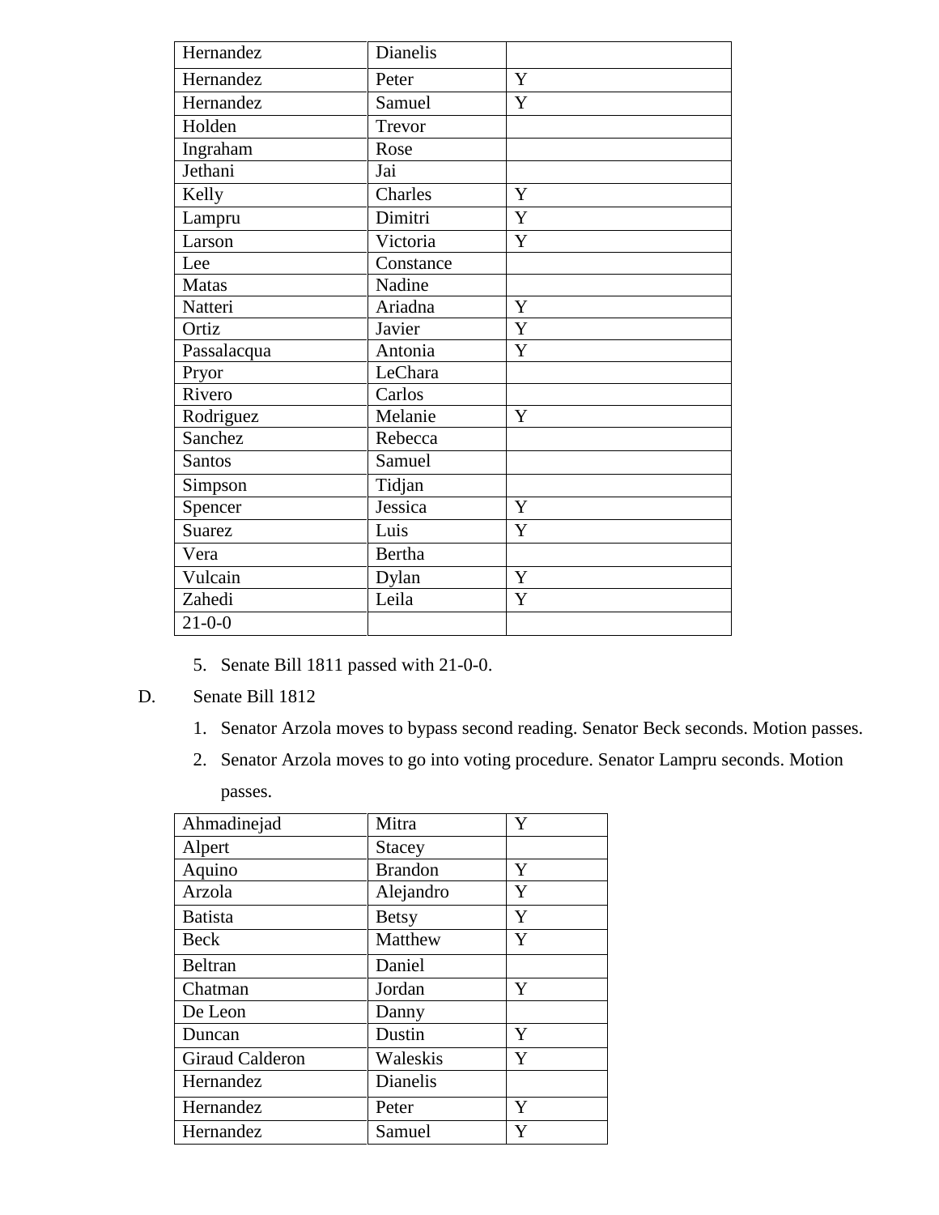| Hernandez | Dianelis | |
|---|---|---|
| Hernandez | Peter | Y |
| Hernandez | Samuel | Y |
| Holden | Trevor | |
| Ingraham | Rose | |
| Jethani | Jai | |
| Kelly | Charles | Y |
| Lampru | Dimitri | Y |
| Larson | Victoria | Y |
| Lee | Constance | |
| Matas | Nadine | |
| Natteri | Ariadna | Y |
| Ortiz | Javier | Y |
| Passalacqua | Antonia | Y |
| Pryor | LeChara | |
| Rivero | Carlos | |
| Rodriguez | Melanie | Y |
| Sanchez | Rebecca | |
| Santos | Samuel | |
| Simpson | Tidjan | |
| Spencer | Jessica | Y |
| Suarez | Luis | Y |
| Vera | Bertha | |
| Vulcain | Dylan | Y |
| Zahedi | Leila | Y |
| 21-0-0 | | |

5. Senate Bill 1811 passed with 21-0-0.

D. Senate Bill 1812

1. Senator Arzola moves to bypass second reading. Senator Beck seconds. Motion passes.
2. Senator Arzola moves to go into voting procedure. Senator Lampru seconds. Motion passes.

| Ahmadinejad | Mitra | Y |
|---|---|---|
| Alpert | Stacey | |
| Aquino | Brandon | Y |
| Arzola | Alejandro | Y |
| Batista | Betsy | Y |
| Beck | Matthew | Y |
| Beltran | Daniel | |
| Chatman | Jordan | Y |
| De Leon | Danny | |
| Duncan | Dustin | Y |
| Giraud Calderon | Waleskis | Y |
| Hernandez | Dianelis | |
| Hernandez | Peter | Y |
| Hernandez | Samuel | Y |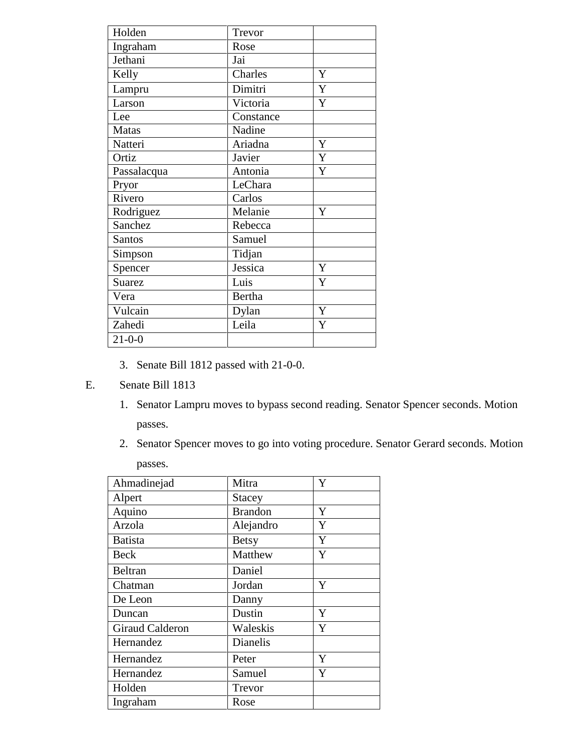| Holden | Trevor | |
|---|---|---|
| Ingraham | Rose | |
| Jethani | Jai | |
| Kelly | Charles | Y |
| Lampru | Dimitri | Y |
| Larson | Victoria | Y |
| Lee | Constance | |
| Matas | Nadine | |
| Natteri | Ariadna | Y |
| Ortiz | Javier | Y |
| Passalacqua | Antonia | Y |
| Pryor | LeChara | |
| Rivero | Carlos | |
| Rodriguez | Melanie | Y |
| Sanchez | Rebecca | |
| Santos | Samuel | |
| Simpson | Tidjan | |
| Spencer | Jessica | Y |
| Suarez | Luis | Y |
| Vera | Bertha | |
| Vulcain | Dylan | Y |
| Zahedi | Leila | Y |
| 21-0-0 | | |

3. Senate Bill 1812 passed with 21-0-0.

E. Senate Bill 1813

1. Senator Lampru moves to bypass second reading. Senator Spencer seconds. Motion passes.
2. Senator Spencer moves to go into voting procedure. Senator Gerard seconds. Motion passes.

| Ahmadinejad | Mitra | Y |
|---|---|---|
| Alpert | Stacey | |
| Aquino | Brandon | Y |
| Arzola | Alejandro | Y |
| Batista | Betsy | Y |
| Beck | Matthew | Y |
| Beltran | Daniel | |
| Chatman | Jordan | Y |
| De Leon | Danny | |
| Duncan | Dustin | Y |
| Giraud Calderon | Waleskis | Y |
| Hernandez | Dianelis | |
| Hernandez | Peter | Y |
| Hernandez | Samuel | Y |
| Holden | Trevor | |
| Ingraham | Rose | |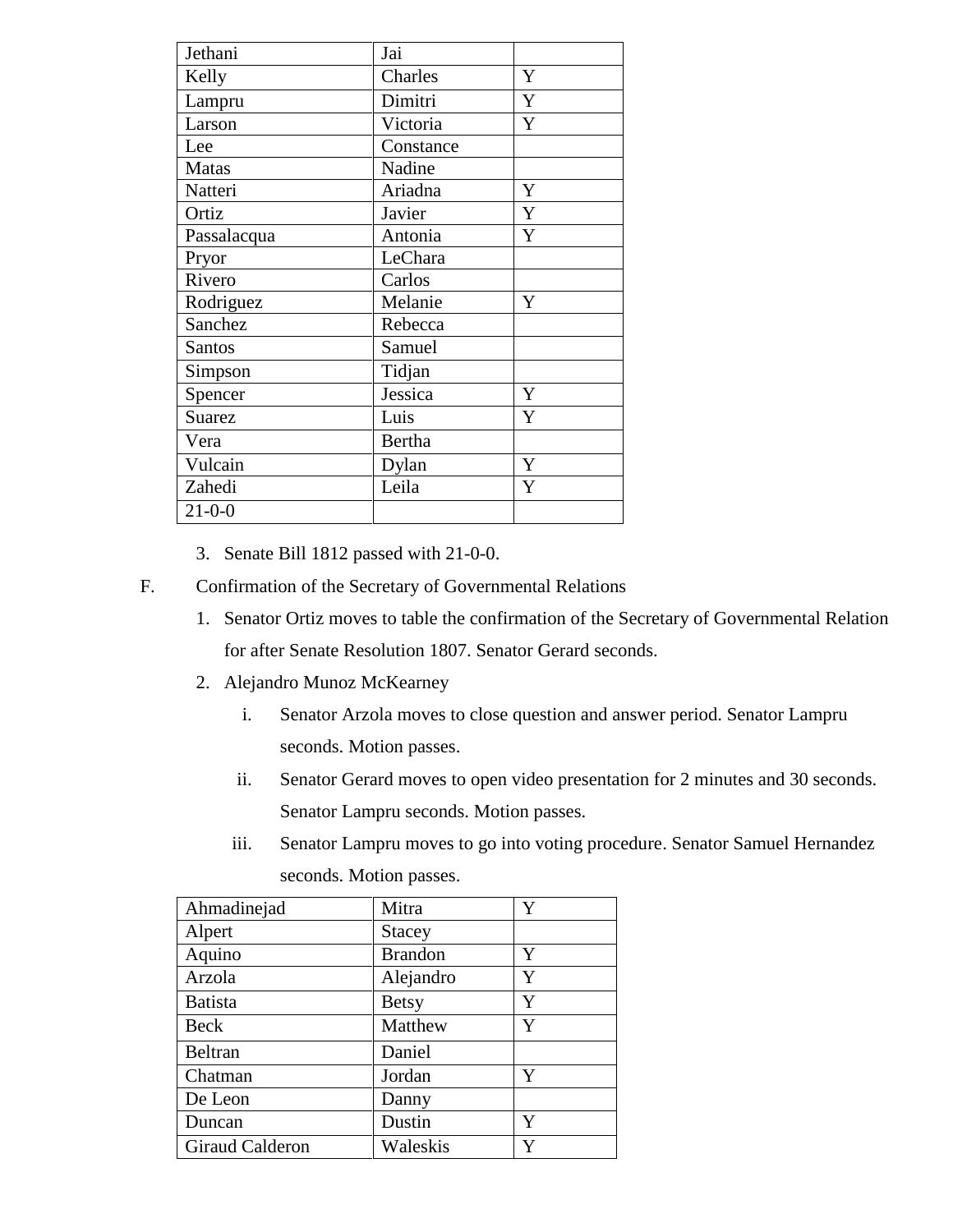| Jethani | Jai | |
|---|---|---|
| Kelly | Charles | Y |
| Lampru | Dimitri | Y |
| Larson | Victoria | Y |
| Lee | Constance | |
| Matas | Nadine | |
| Natteri | Ariadna | Y |
| Ortiz | Javier | Y |
| Passalacqua | Antonia | Y |
| Pryor | LeChara | |
| Rivero | Carlos | |
| Rodriguez | Melanie | Y |
| Sanchez | Rebecca | |
| Santos | Samuel | |
| Simpson | Tidjan | |
| Spencer | Jessica | Y |
| Suarez | Luis | Y |
| Vera | Bertha | |
| Vulcain | Dylan | Y |
| Zahedi | Leila | Y |
| 21-0-0 | | |

3. Senate Bill 1812 passed with 21-0-0.

F. Confirmation of the Secretary of Governmental Relations

1. Senator Ortiz moves to table the confirmation of the Secretary of Governmental Relation for after Senate Resolution 1807. Senator Gerard seconds.
2. Alejandro Munoz McKearney
    i. Senator Arzola moves to close question and answer period. Senator Lampru seconds. Motion passes.
    ii. Senator Gerard moves to open video presentation for 2 minutes and 30 seconds. Senator Lampru seconds. Motion passes.
    iii. Senator Lampru moves to go into voting procedure. Senator Samuel Hernandez seconds. Motion passes.

| Ahmadinejad | Mitra | Y |
|---|---|---|
| Alpert | Stacey | |
| Aquino | Brandon | Y |
| Arzola | Alejandro | Y |
| Batista | Betsy | Y |
| Beck | Matthew | Y |
| Beltran | Daniel | |
| Chatman | Jordan | Y |
| De Leon | Danny | |
| Duncan | Dustin | Y |
| Giraud Calderon | Waleskis | Y |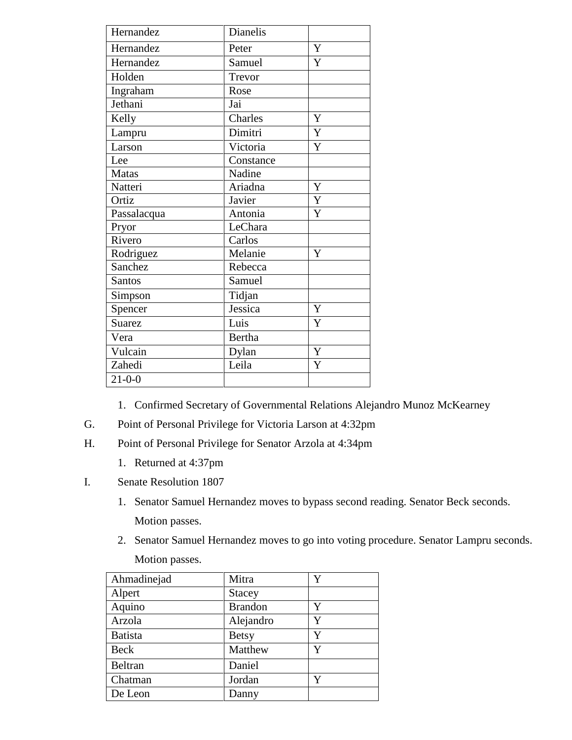| Hernandez | Dianelis | |
|---|---|---|
| Hernandez | Peter | Y |
| Hernandez | Samuel | Y |
| Holden | Trevor | |
| Ingraham | Rose | |
| Jethani | Jai | |
| Kelly | Charles | Y |
| Lampru | Dimitri | Y |
| Larson | Victoria | Y |
| Lee | Constance | |
| Matas | Nadine | |
| Natteri | Ariadna | Y |
| Ortiz | Javier | Y |
| Passalacqua | Antonia | Y |
| Pryor | LeChara | |
| Rivero | Carlos | |
| Rodriguez | Melanie | Y |
| Sanchez | Rebecca | |
| Santos | Samuel | |
| Simpson | Tidjan | |
| Spencer | Jessica | Y |
| Suarez | Luis | Y |
| Vera | Bertha | |
| Vulcain | Dylan | Y |
| Zahedi | Leila | Y |
| 21-0-0 | | |

1. Confirmed Secretary of Governmental Relations Alejandro Munoz McKearney

G. Point of Personal Privilege for Victoria Larson at 4:32pm

H. Point of Personal Privilege for Senator Arzola at 4:34pm

1. Returned at 4:37pm

I. Senate Resolution 1807

1. Senator Samuel Hernandez moves to bypass second reading. Senator Beck seconds. Motion passes.
2. Senator Samuel Hernandez moves to go into voting procedure. Senator Lampru seconds. Motion passes.

| Ahmadinejad | Mitra | Y |
|---|---|---|
| Alpert | Stacey | |
| Aquino | Brandon | Y |
| Arzola | Alejandro | Y |
| Batista | Betsy | Y |
| Beck | Matthew | Y |
| Beltran | Daniel | |
| Chatman | Jordan | Y |
| De Leon | Danny | |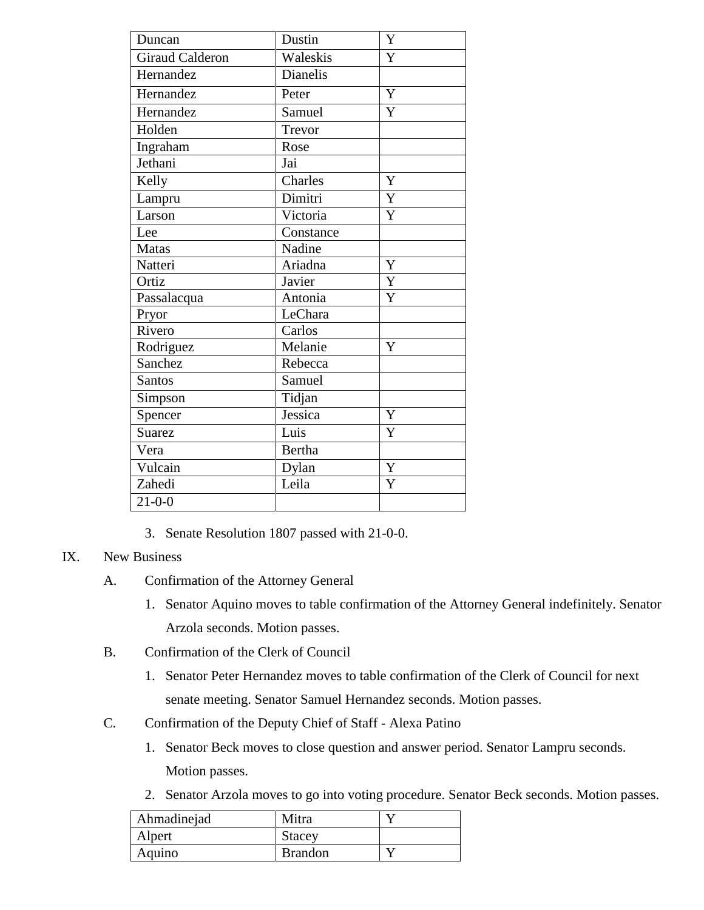| Duncan | Dustin | Y |
|---|---|---|
| Giraud Calderon | Waleskis | Y |
| Hernandez | Dianelis | |
| Hernandez | Peter | Y |
| Hernandez | Samuel | Y |
| Holden | Trevor | |
| Ingraham | Rose | |
| Jethani | Jai | |
| Kelly | Charles | Y |
| Lampru | Dimitri | Y |
| Larson | Victoria | Y |
| Lee | Constance | |
| Matas | Nadine | |
| Natteri | Ariadna | Y |
| Ortiz | Javier | Y |
| Passalacqua | Antonia | Y |
| Pryor | LeChara | |
| Rivero | Carlos | |
| Rodriguez | Melanie | Y |
| Sanchez | Rebecca | |
| Santos | Samuel | |
| Simpson | Tidjan | |
| Spencer | Jessica | Y |
| Suarez | Luis | Y |
| Vera | Bertha | |
| Vulcain | Dylan | Y |
| Zahedi | Leila | Y |
| 21-0-0 | | |

3. Senate Resolution 1807 passed with 21-0-0.

IX. New Business

A. Confirmation of the Attorney General

1. Senator Aquino moves to table confirmation of the Attorney General indefinitely. Senator Arzola seconds. Motion passes.

B. Confirmation of the Clerk of Council

1. Senator Peter Hernandez moves to table confirmation of the Clerk of Council for next senate meeting. Senator Samuel Hernandez seconds. Motion passes.

C. Confirmation of the Deputy Chief of Staff - Alexa Patino

1. Senator Beck moves to close question and answer period. Senator Lampru seconds. Motion passes.

2. Senator Arzola moves to go into voting procedure. Senator Beck seconds. Motion passes.

| Ahmadinejad | Mitra | Y |
|---|---|---|
| Alpert | Stacey | |
| Aquino | Brandon | Y |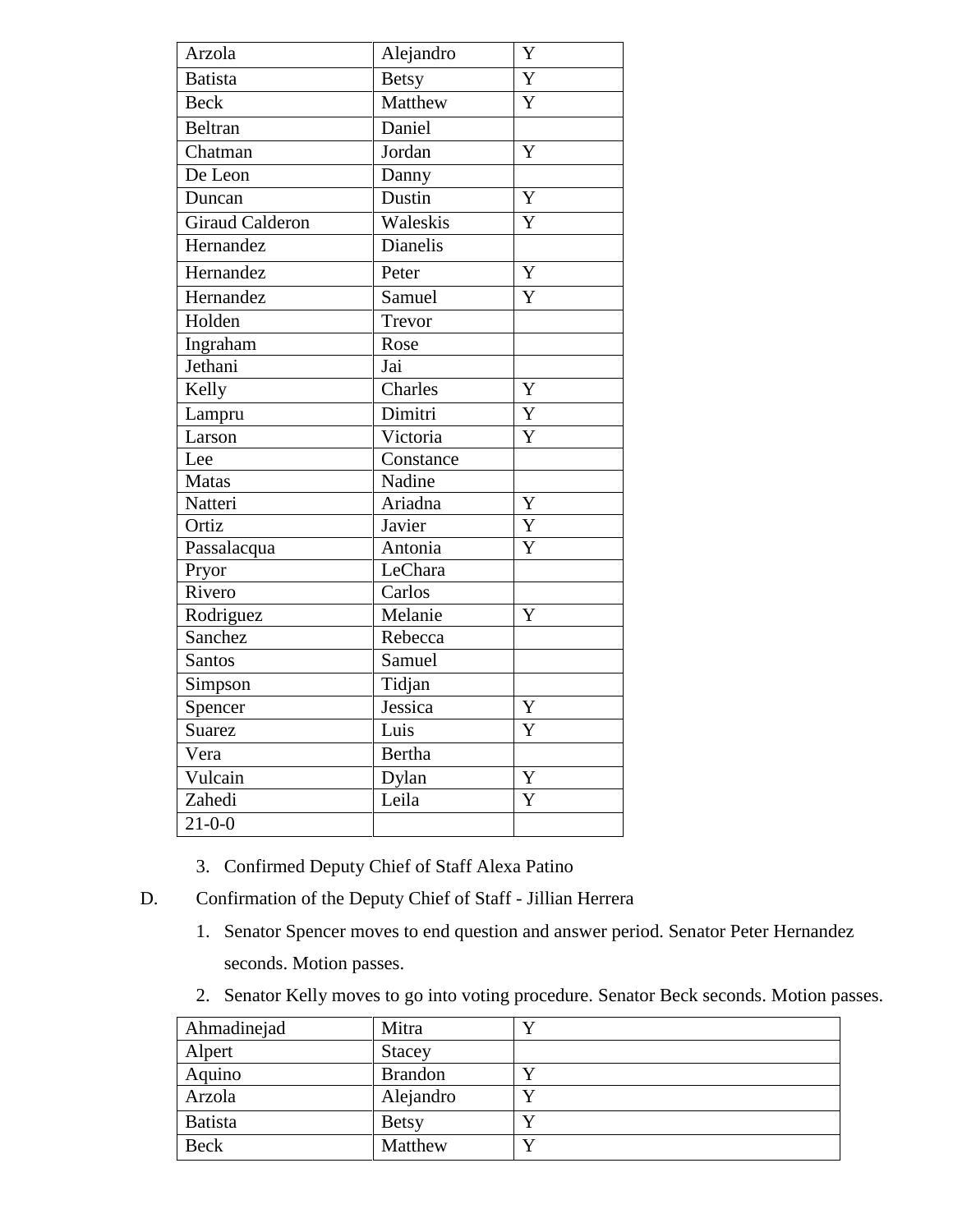| Arzola | Alejandro | Y |
|---|---|---|
| Batista | Betsy | Y |
| Beck | Matthew | Y |
| Beltran | Daniel | |
| Chatman | Jordan | Y |
| De Leon | Danny | |
| Duncan | Dustin | Y |
| Giraud Calderon | Waleskis | Y |
| Hernandez | Dianelis | |
| Hernandez | Peter | Y |
| Hernandez | Samuel | Y |
| Holden | Trevor | |
| Ingraham | Rose | |
| Jethani | Jai | |
| Kelly | Charles | Y |
| Lampru | Dimitri | Y |
| Larson | Victoria | Y |
| Lee | Constance | |
| Matas | Nadine | |
| Natteri | Ariadna | Y |
| Ortiz | Javier | Y |
| Passalacqua | Antonia | Y |
| Pryor | LeChara | |
| Rivero | Carlos | |
| Rodriguez | Melanie | Y |
| Sanchez | Rebecca | |
| Santos | Samuel | |
| Simpson | Tidjan | |
| Spencer | Jessica | Y |
| Suarez | Luis | Y |
| Vera | Bertha | |
| Vulcain | Dylan | Y |
| Zahedi | Leila | Y |
| 21-0-0 | | |

3. Confirmed Deputy Chief of Staff Alexa Patino

D. Confirmation of the Deputy Chief of Staff - Jillian Herrera

1. Senator Spencer moves to end question and answer period. Senator Peter Hernandez seconds. Motion passes.
2. Senator Kelly moves to go into voting procedure. Senator Beck seconds. Motion passes.

| Ahmadinejad | Mitra | Y |
|---|---|---|
| Alpert | Stacey | |
| Aquino | Brandon | Y |
| Arzola | Alejandro | Y |
| Batista | Betsy | Y |
| Beck | Matthew | Y |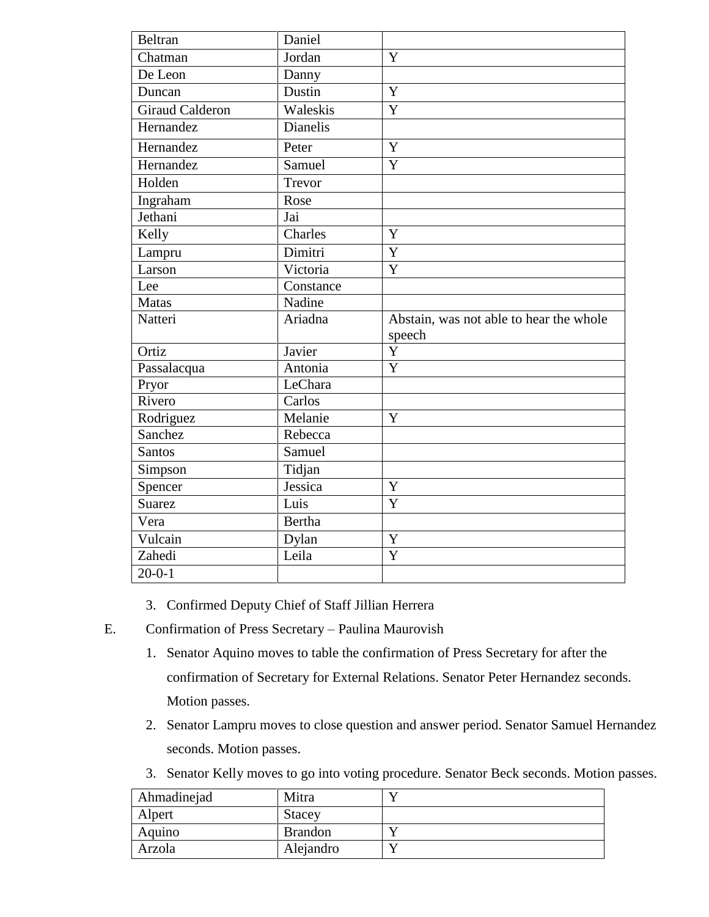| Beltran | Daniel | |
|---|---|---|
| Chatman | Jordan | Y |
| De Leon | Danny | |
| Duncan | Dustin | Y |
| Giraud Calderon | Waleskis | Y |
| Hernandez | Dianelis | |
| Hernandez | Peter | Y |
| Hernandez | Samuel | Y |
| Holden | Trevor | |
| Ingraham | Rose | |
| Jethani | Jai | |
| Kelly | Charles | Y |
| Lampru | Dimitri | Y |
| Larson | Victoria | Y |
| Lee | Constance | |
| Matas | Nadine | |
| Natteri | Ariadna | Abstain, was not able to hear the whole speech |
| Ortiz | Javier | Y |
| Passalacqua | Antonia | Y |
| Pryor | LeChara | |
| Rivero | Carlos | |
| Rodriguez | Melanie | Y |
| Sanchez | Rebecca | |
| Santos | Samuel | |
| Simpson | Tidjan | |
| Spencer | Jessica | Y |
| Suarez | Luis | Y |
| Vera | Bertha | |
| Vulcain | Dylan | Y |
| Zahedi | Leila | Y |
| 20-0-1 | | |

3. Confirmed Deputy Chief of Staff Jillian Herrera

E. Confirmation of Press Secretary – Paulina Maurovish

1. Senator Aquino moves to table the confirmation of Press Secretary for after the confirmation of Secretary for External Relations. Senator Peter Hernandez seconds. Motion passes.
2. Senator Lampru moves to close question and answer period. Senator Samuel Hernandez seconds. Motion passes.
3. Senator Kelly moves to go into voting procedure. Senator Beck seconds. Motion passes.

| Ahmadinejad | Mitra | Y |
|---|---|---|
| Alpert | Stacey | |
| Aquino | Brandon | Y |
| Arzola | Alejandro | Y |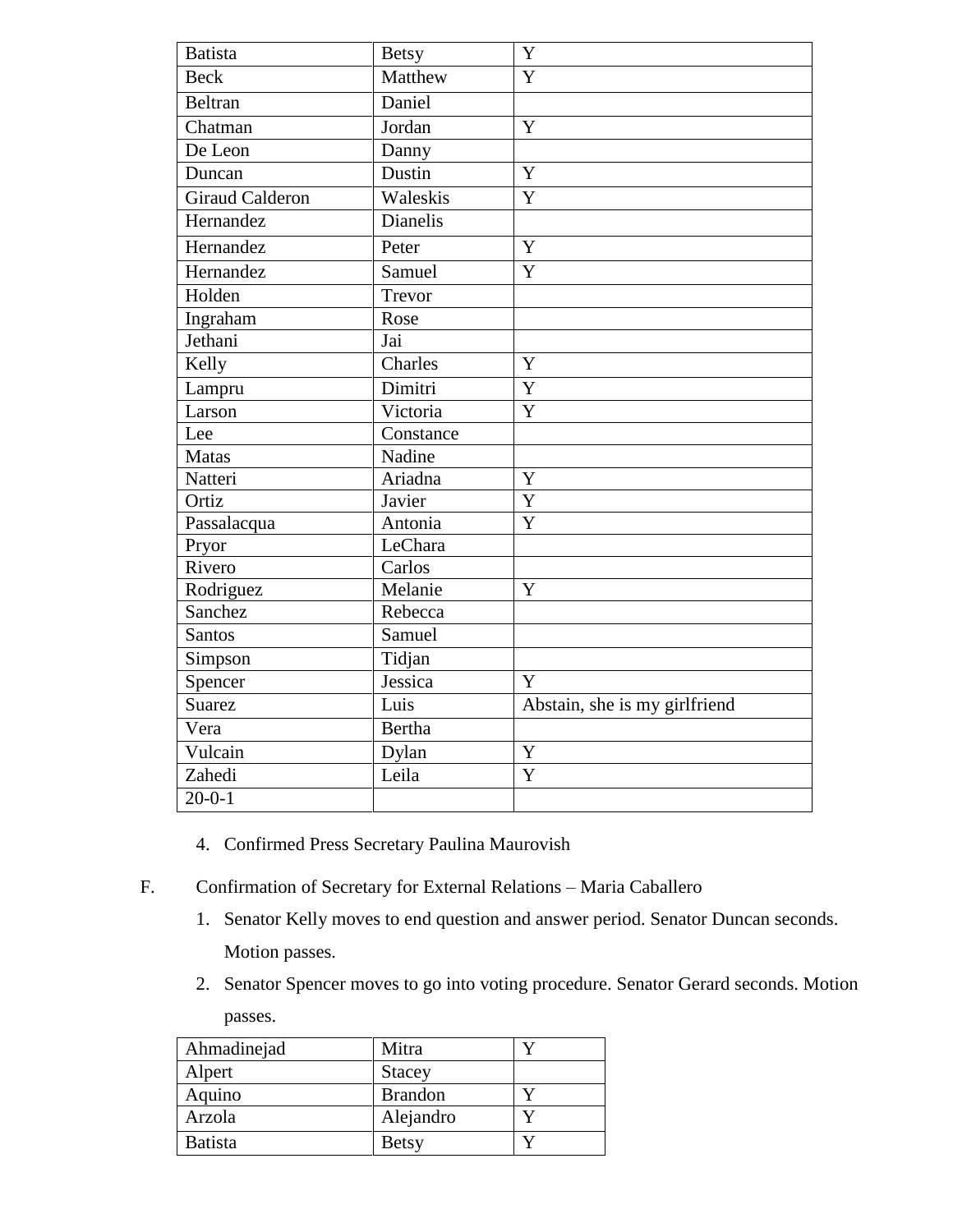| Batista | Betsy | Y |
|---|---|---|
| Beck | Matthew | Y |
| Beltran | Daniel | |
| Chatman | Jordan | Y |
| De Leon | Danny | |
| Duncan | Dustin | Y |
| Giraud Calderon | Waleskis | Y |
| Hernandez | Dianelis | |
| Hernandez | Peter | Y |
| Hernandez | Samuel | Y |
| Holden | Trevor | |
| Ingraham | Rose | |
| Jethani | Jai | |
| Kelly | Charles | Y |
| Lampru | Dimitri | Y |
| Larson | Victoria | Y |
| Lee | Constance | |
| Matas | Nadine | |
| Natteri | Ariadna | Y |
| Ortiz | Javier | Y |
| Passalacqua | Antonia | Y |
| Pryor | LeChara | |
| Rivero | Carlos | |
| Rodriguez | Melanie | Y |
| Sanchez | Rebecca | |
| Santos | Samuel | |
| Simpson | Tidjan | |
| Spencer | Jessica | Y |
| Suarez | Luis | Abstain, she is my girlfriend |
| Vera | Bertha | |
| Vulcain | Dylan | Y |
| Zahedi | Leila | Y |
| 20-0-1 | | |

4. Confirmed Press Secretary Paulina Maurovish

F. Confirmation of Secretary for External Relations – Maria Caballero

1. Senator Kelly moves to end question and answer period. Senator Duncan seconds. Motion passes.
2. Senator Spencer moves to go into voting procedure. Senator Gerard seconds. Motion passes.

| Ahmadinejad | Mitra | Y |
|---|---|---|
| Alpert | Stacey | |
| Aquino | Brandon | Y |
| Arzola | Alejandro | Y |
| Batista | Betsy | Y |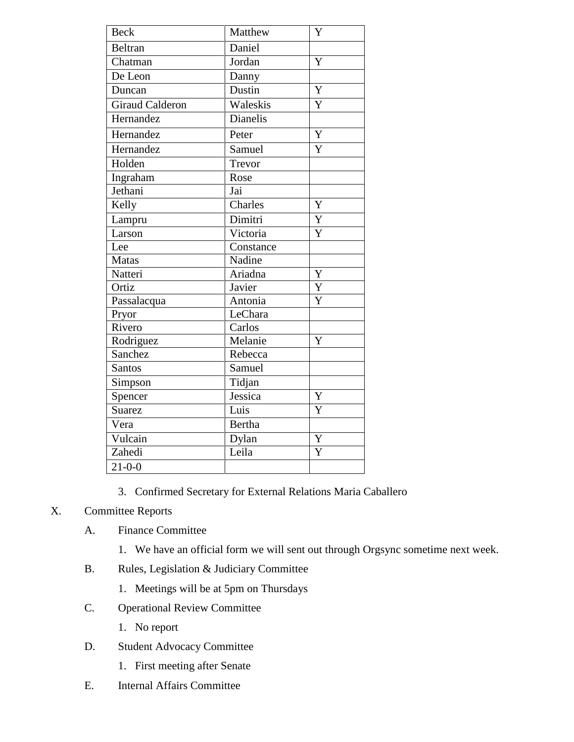| Beck | Matthew | Y |
|---|---|---|
| Beltran | Daniel | |
| Chatman | Jordan | Y |
| De Leon | Danny | |
| Duncan | Dustin | Y |
| Giraud Calderon | Waleskis | Y |
| Hernandez | Dianelis | |
| Hernandez | Peter | Y |
| Hernandez | Samuel | Y |
| Holden | Trevor | |
| Ingraham | Rose | |
| Jethani | Jai | |
| Kelly | Charles | Y |
| Lampru | Dimitri | Y |
| Larson | Victoria | Y |
| Lee | Constance | |
| Matas | Nadine | |
| Natteri | Ariadna | Y |
| Ortiz | Javier | Y |
| Passalacqua | Antonia | Y |
| Pryor | LeChara | |
| Rivero | Carlos | |
| Rodriguez | Melanie | Y |
| Sanchez | Rebecca | |
| Santos | Samuel | |
| Simpson | Tidjan | |
| Spencer | Jessica | Y |
| Suarez | Luis | Y |
| Vera | Bertha | |
| Vulcain | Dylan | Y |
| Zahedi | Leila | Y |
| 21-0-0 | | |

3. Confirmed Secretary for External Relations Maria Caballero

X. Committee Reports

A. Finance Committee

1. We have an official form we will sent out through Orgsync sometime next week.

B. Rules, Legislation & Judiciary Committee

1. Meetings will be at 5pm on Thursdays

C. Operational Review Committee

1. No report

D. Student Advocacy Committee

1. First meeting after Senate

E. Internal Affairs Committee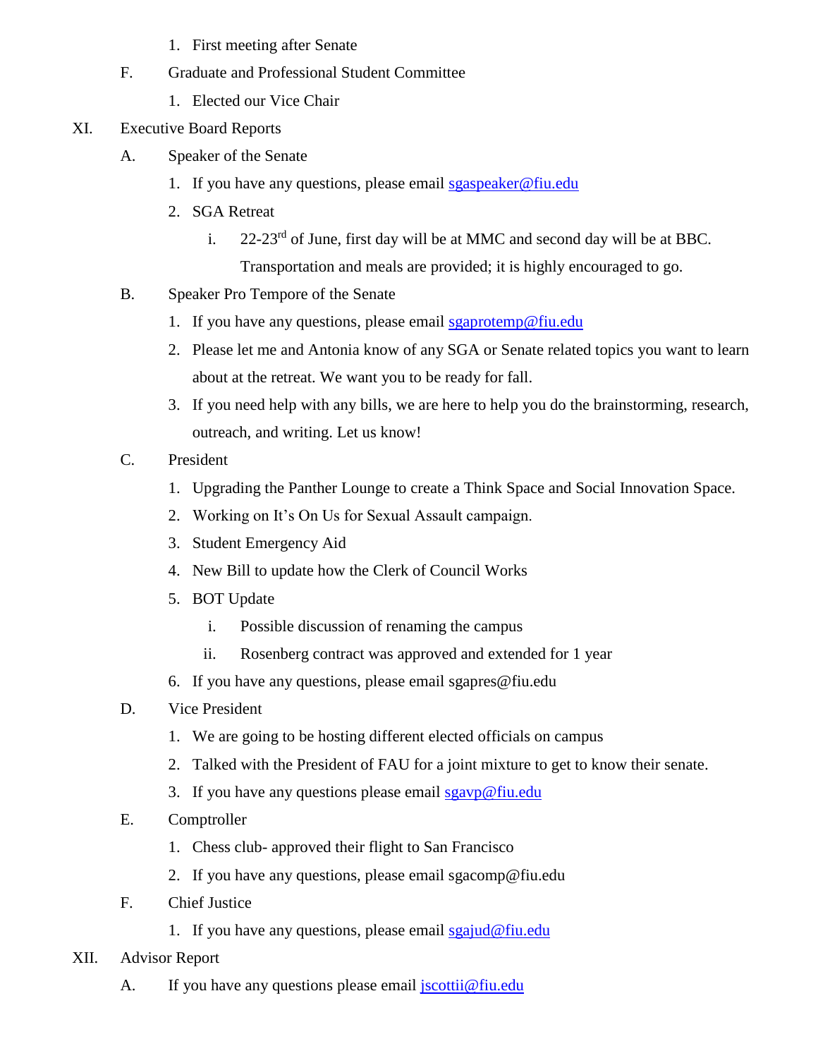1. First meeting after Senate

F. Graduate and Professional Student Committee

1. Elected our Vice Chair

XI. Executive Board Reports

A. Speaker of the Senate

1. If you have any questions, please email sgaspeaker@fiu.edu
2. SGA Retreat
    i. 22-23rd of June, first day will be at MMC and second day will be at BBC. Transportation and meals are provided; it is highly encouraged to go.

B. Speaker Pro Tempore of the Senate

1. If you have any questions, please email sgaprotemp@fiu.edu
2. Please let me and Antonia know of any SGA or Senate related topics you want to learn about at the retreat. We want you to be ready for fall.
3. If you need help with any bills, we are here to help you do the brainstorming, research, outreach, and writing. Let us know!

C. President

1. Upgrading the Panther Lounge to create a Think Space and Social Innovation Space.
2. Working on It's On Us for Sexual Assault campaign.
3. Student Emergency Aid
4. New Bill to update how the Clerk of Council Works
5. BOT Update
    i. Possible discussion of renaming the campus
    ii. Rosenberg contract was approved and extended for 1 year
6. If you have any questions, please email sgapres@fiu.edu

D. Vice President

1. We are going to be hosting different elected officials on campus
2. Talked with the President of FAU for a joint mixture to get to know their senate.
3. If you have any questions please email sgavp@fiu.edu

E. Comptroller

1. Chess club- approved their flight to San Francisco
2. If you have any questions, please email sgacomp@fiu.edu

F. Chief Justice

1. If you have any questions, please email sgajud@fiu.edu

XII. Advisor Report

A. If you have any questions please email jscottii@fiu.edu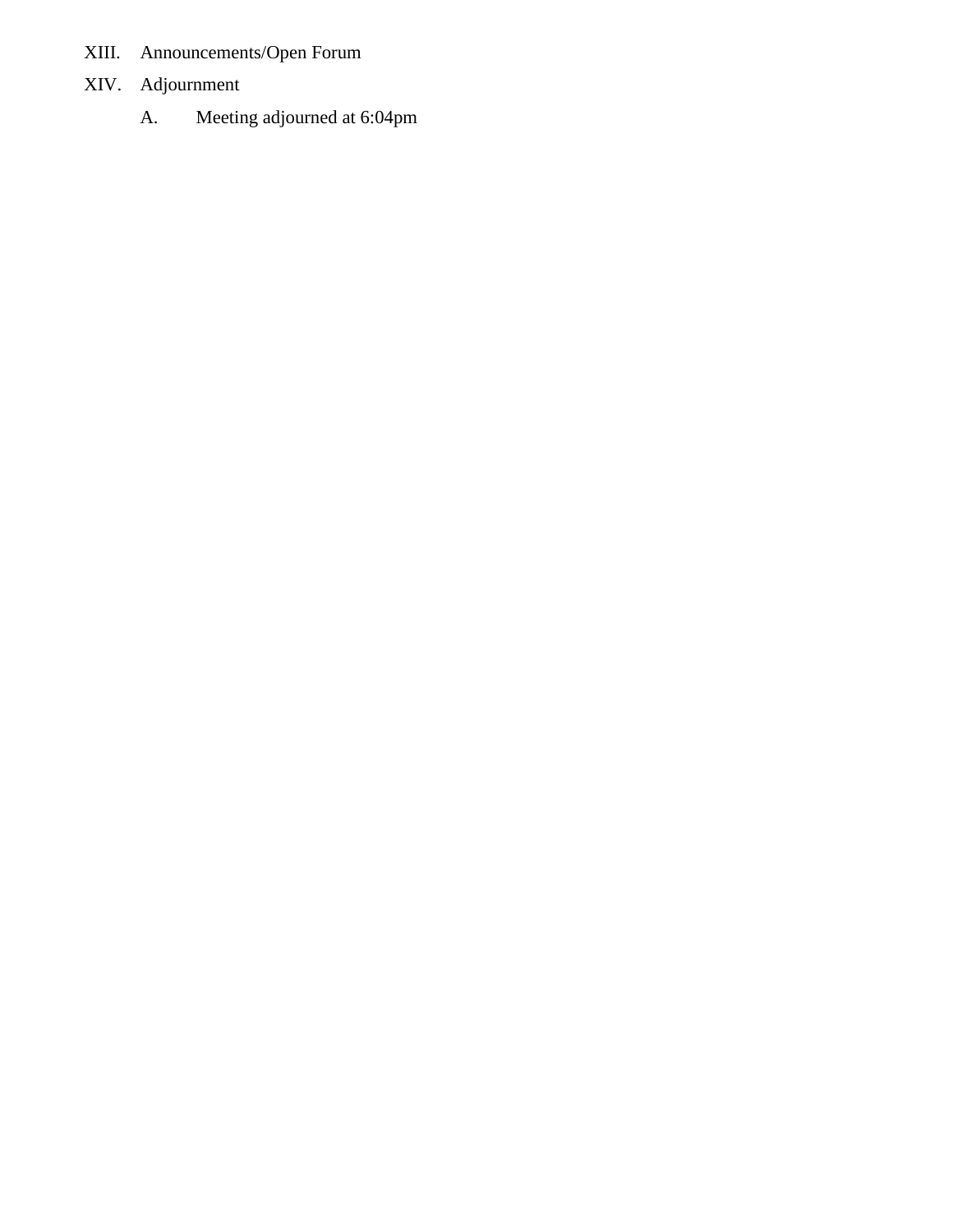XIII. Announcements/Open Forum

XIV. Adjournment

   A. Meeting adjourned at 6:04pm